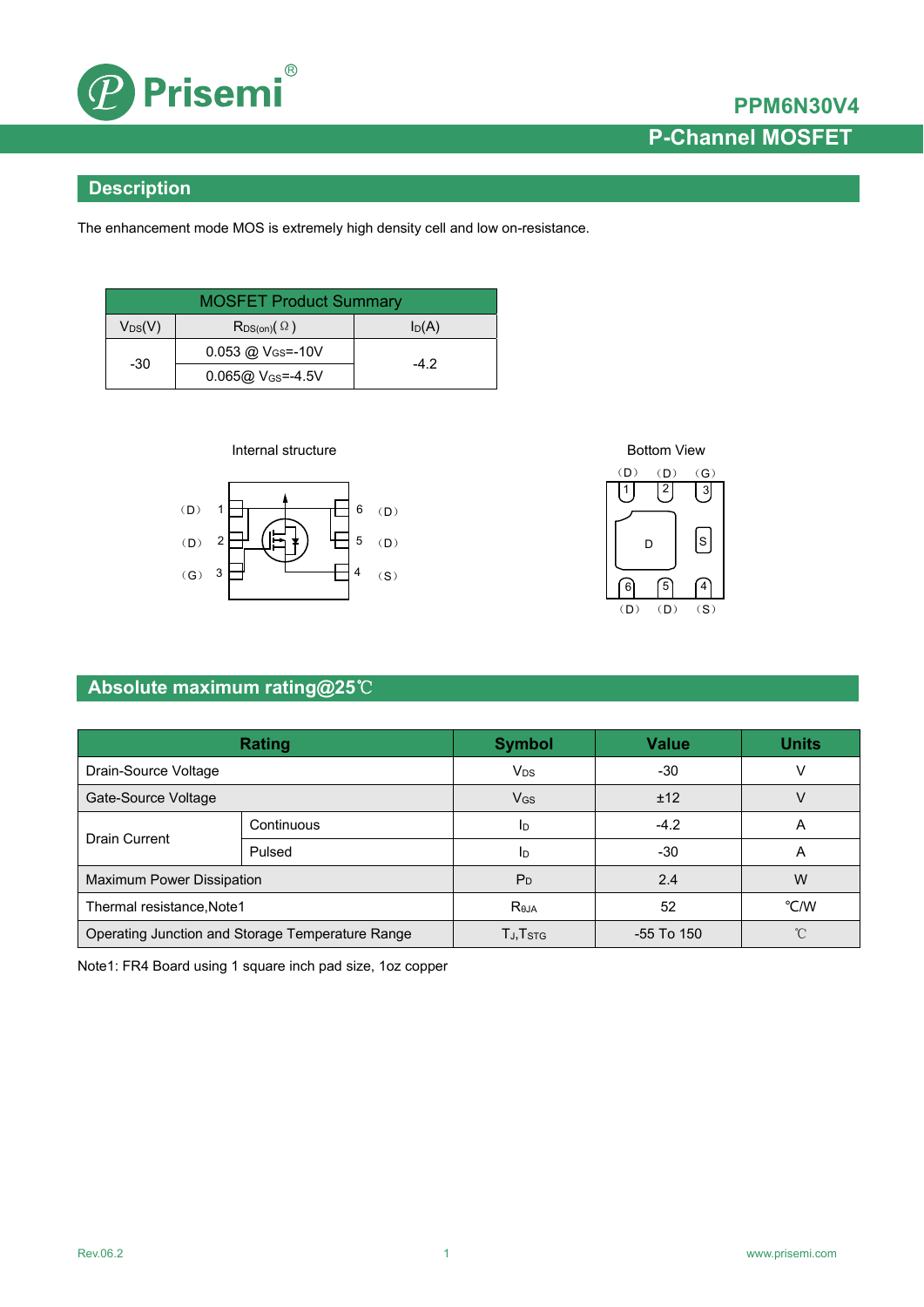# PPM6N30V4

## P-Channel MOSFET

## Description

The enhancement mode MOS is extremely high density cell and low on-resistance.

| MOSFET Product Summary | | |
|---|---|---|
| $V_{DS}$(V) | $R_{DS(on)}$(Ω) | $I_D$(A) |
| -30 | 0.053 @ $V_{GS}$=-10V | -4.2 |
| | 0.065@ $V_{GS}$=-4.5V | |

Internal structure

(D) 1, (D) 2, (G) 3, 6 (D), 5 (D), 4 (S)

Bottom View

(D) 1, (D) 2, (G) 3, D, S, 6 (D), 5 (D), 4 (S)

## Absolute maximum rating@25℃

| Rating | | Symbol | Value | Units |
|---|---|---|---|---|
| Drain-Source Voltage | | $V_{DS}$ | -30 | V |
| Gate-Source Voltage | | $V_{GS}$ | ±12 | V |
| Drain Current | Continuous | $I_D$ | -4.2 | A |
| | Pulsed | $I_D$ | -30 | A |
| Maximum Power Dissipation | | $P_D$ | 2.4 | W |
| Thermal resistance,Note1 | | $R_{θJA}$ | 52 | ℃/W |
| Operating Junction and Storage Temperature Range | | $T_J$,$T_{STG}$ | -55 To 150 | ℃ |

Note1: FR4 Board using 1 square inch pad size, 1oz copper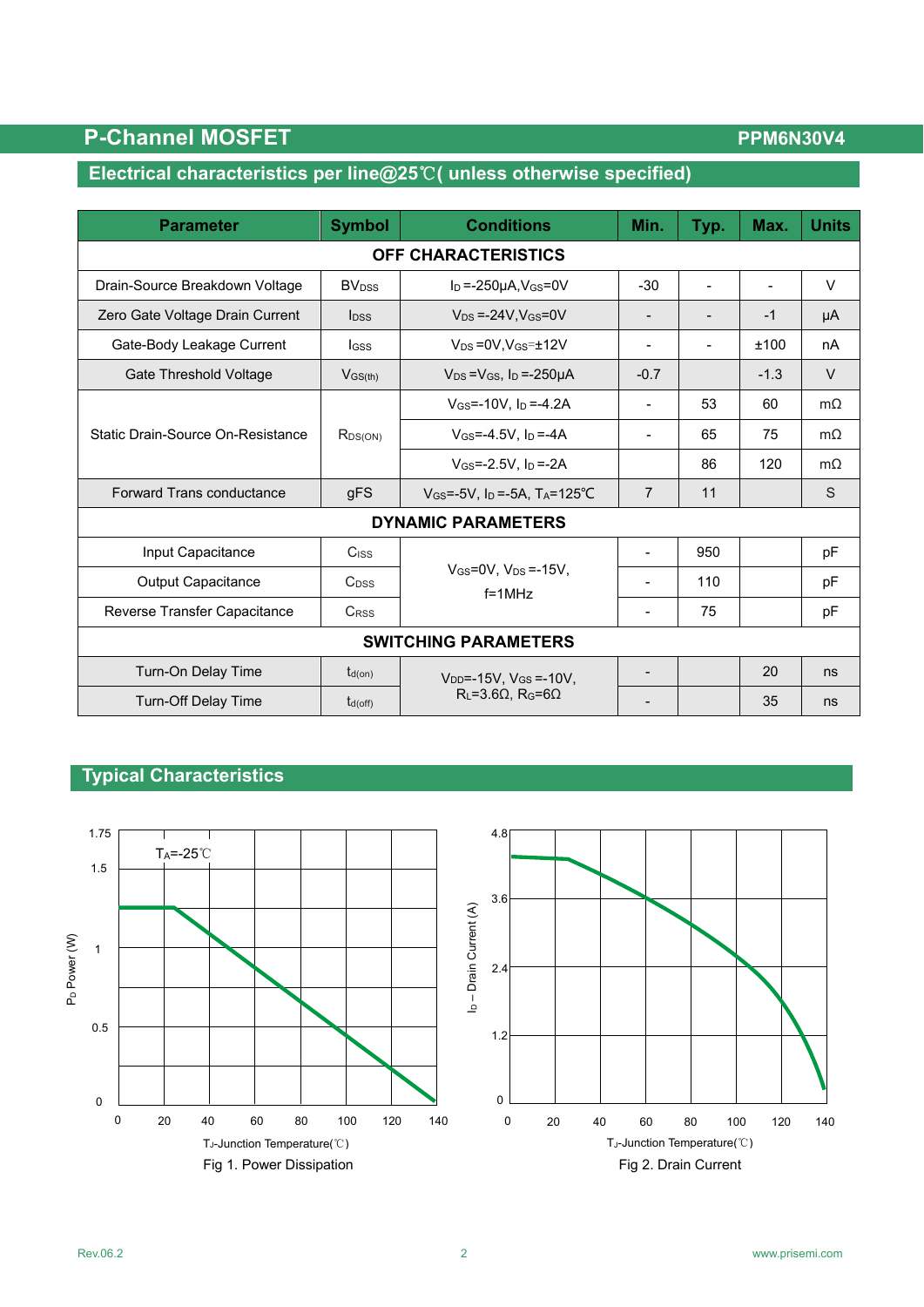## P-Channel MOSFET

**PPM6N30V4**

### Electrical characteristics per line@25℃( unless otherwise specified)

| Parameter | Symbol | Conditions | Min. | Typ. | Max. | Units |
|---|---|---|---|---|---|---|
| **OFF CHARACTERISTICS** | | | | | | |
| Drain-Source Breakdown Voltage | $BV_{DSS}$ | $I_D$=-250μA,$V_{GS}$=0V | -30 | - | - | V |
| Zero Gate Voltage Drain Current | $I_{DSS}$ | $V_{DS}$=-24V,$V_{GS}$=0V | - | - | -1 | μA |
| Gate-Body Leakage Current | $I_{GSS}$ | $V_{DS}$=0V,$V_{GS}$=±12V | - | - | ±100 | nA |
| Gate Threshold Voltage | $V_{GS(th)}$ | $V_{DS}$=$V_{GS}$, $I_D$=-250μA | -0.7 | | -1.3 | V |
| Static Drain-Source On-Resistance | $R_{DS(ON)}$ | $V_{GS}$=-10V, $I_D$=-4.2A | - | 53 | 60 | mΩ |
| | | $V_{GS}$=-4.5V, $I_D$=-4A | - | 65 | 75 | mΩ |
| | | $V_{GS}$=-2.5V, $I_D$=-2A | | 86 | 120 | mΩ |
| Forward Trans conductance | gFS | $V_{GS}$=-5V, $I_D$=-5A, $T_A$=125℃ | 7 | 11 | | S |
| **DYNAMIC PARAMETERS** | | | | | | |
| Input Capacitance | $C_{ISS}$ | $V_{GS}$=0V, $V_{DS}$=-15V, f=1MHz | - | 950 | | pF |
| Output Capacitance | $C_{OSS}$ | | - | 110 | | pF |
| Reverse Transfer Capacitance | $C_{RSS}$ | | - | 75 | | pF |
| **SWITCHING PARAMETERS** | | | | | | |
| Turn-On Delay Time | $t_{d(on)}$ | $V_{DD}$=-15V, $V_{GS}$=-10V, $R_L$=3.6Ω, $R_G$=6Ω | - | | 20 | ns |
| Turn-Off Delay Time | $t_{d(off)}$ | | - | | 35 | ns |

### Typical Characteristics

Fig 1. Power Dissipation

Fig 2. Drain Current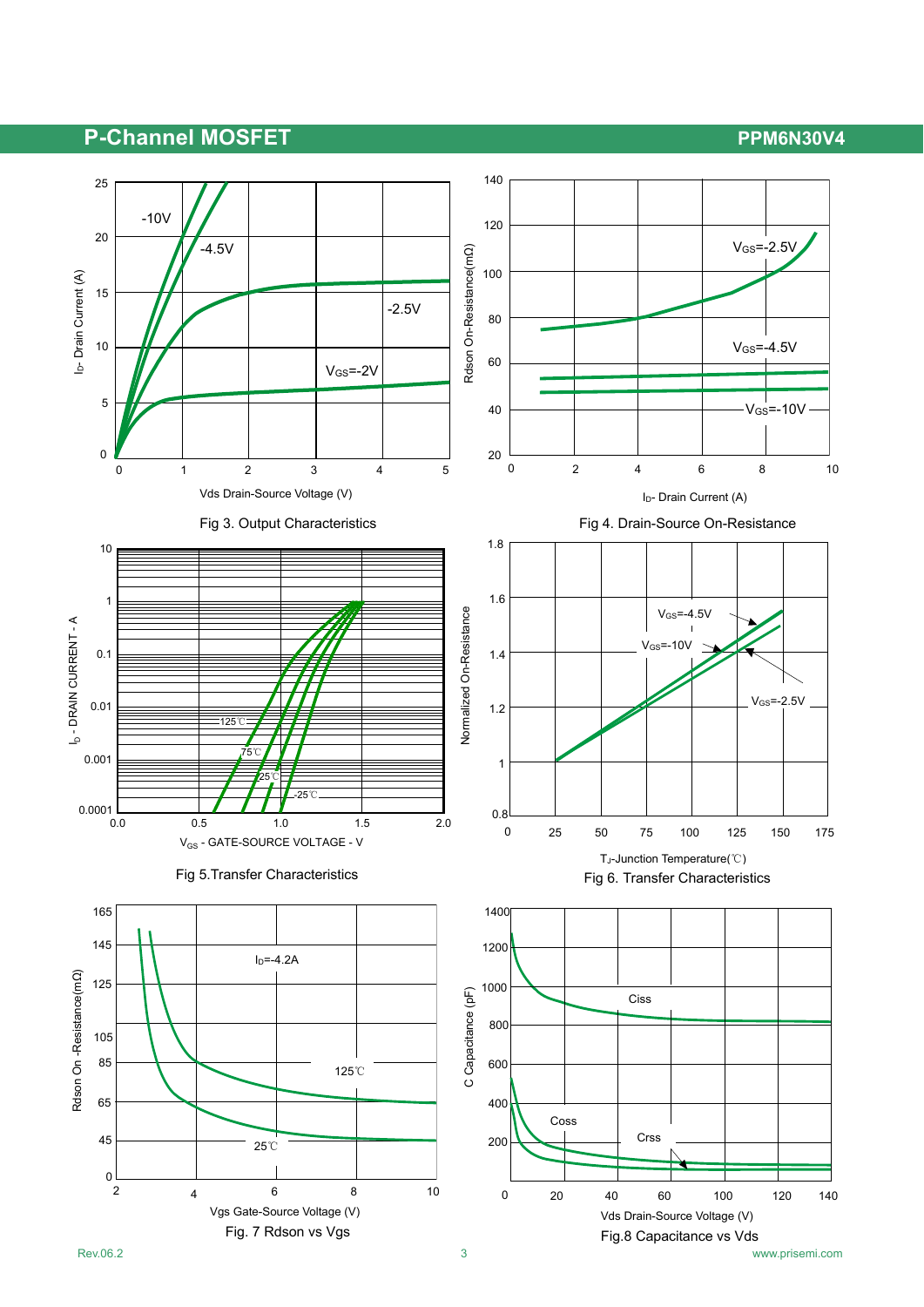Fig 3. Output Characteristics

Fig 4. Drain-Source On-Resistance

Fig 5.Transfer Characteristics

Fig 6. Transfer Characteristics

Fig. 7 Rdson vs Vgs

Fig.8 Capacitance vs Vds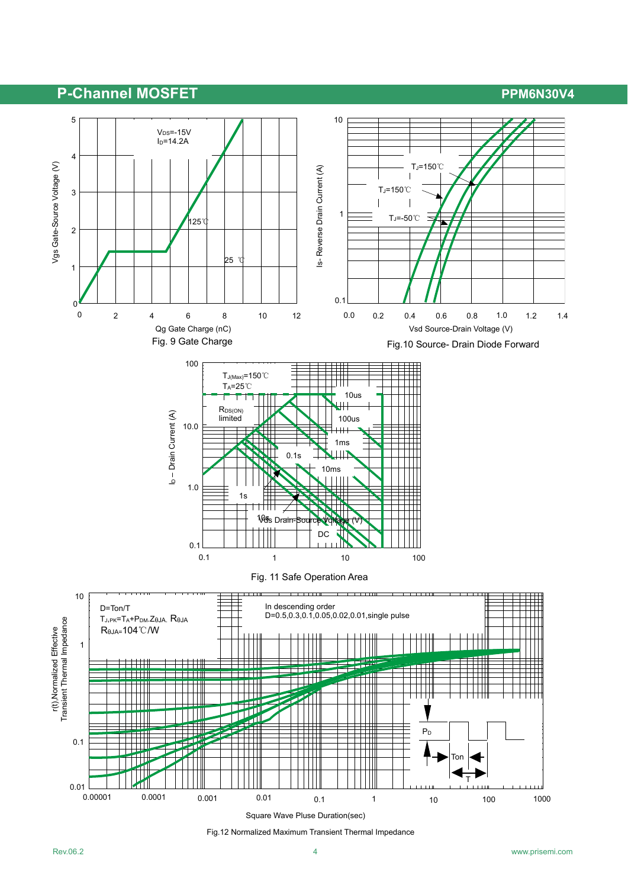Fig. 9 Gate Charge

Fig.10 Source- Drain Diode Forward

Fig. 11 Safe Operation Area

Fig.12 Normalized Maximum Transient Thermal Impedance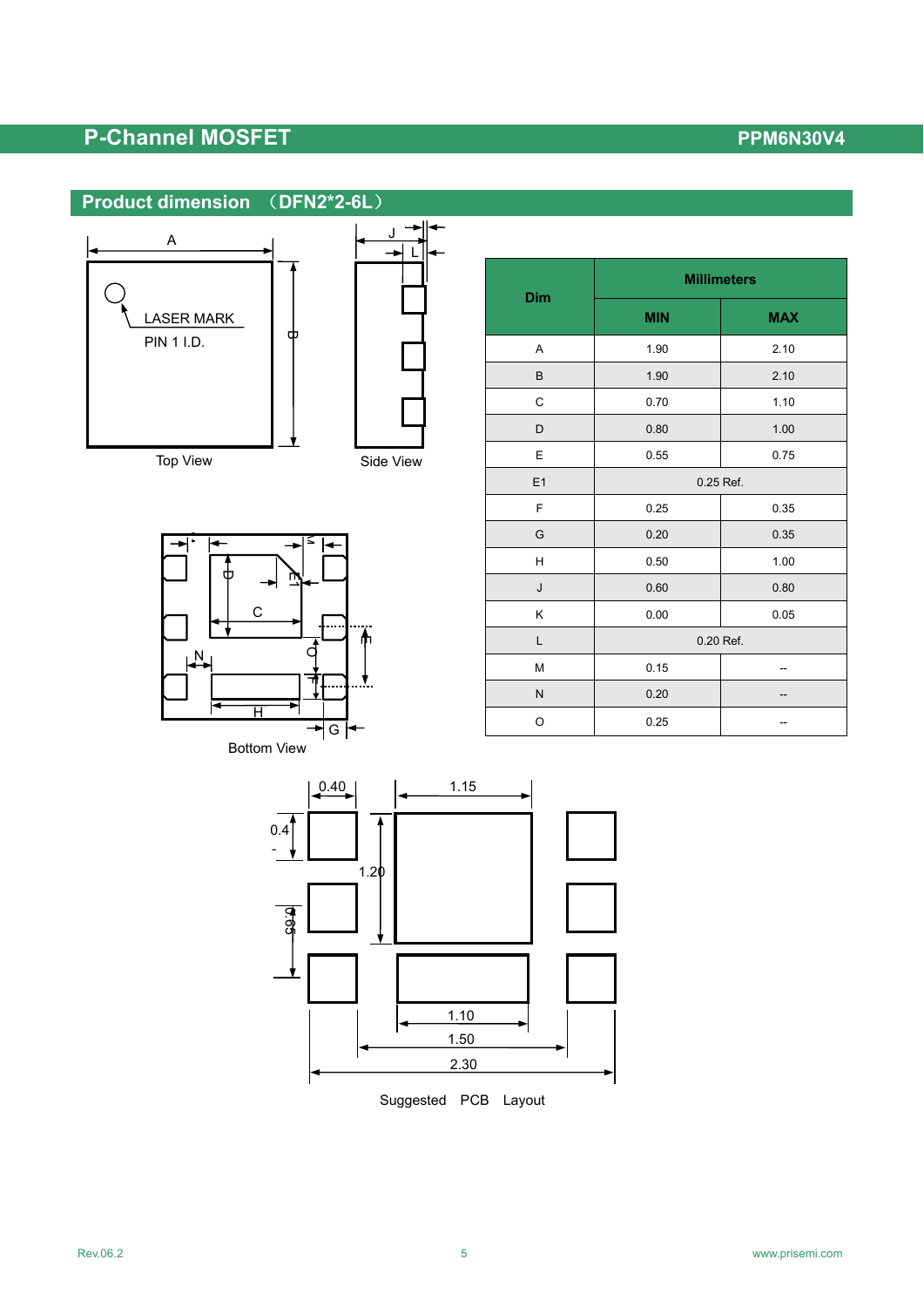## Product dimension （DFN2*2-6L）

Top View

Side View

Bottom View

| Dim | Millimeters | |
|---|---|---|
| | MIN | MAX |
| A | 1.90 | 2.10 |
| B | 1.90 | 2.10 |
| C | 0.70 | 1.10 |
| D | 0.80 | 1.00 |
| E | 0.55 | 0.75 |
| E1 | 0.25 Ref. | |
| F | 0.25 | 0.35 |
| G | 0.20 | 0.35 |
| H | 0.50 | 1.00 |
| J | 0.60 | 0.80 |
| K | 0.00 | 0.05 |
| L | 0.20 Ref. | |
| M | 0.15 | -- |
| N | 0.20 | -- |
| O | 0.25 | -- |

Suggested PCB Layout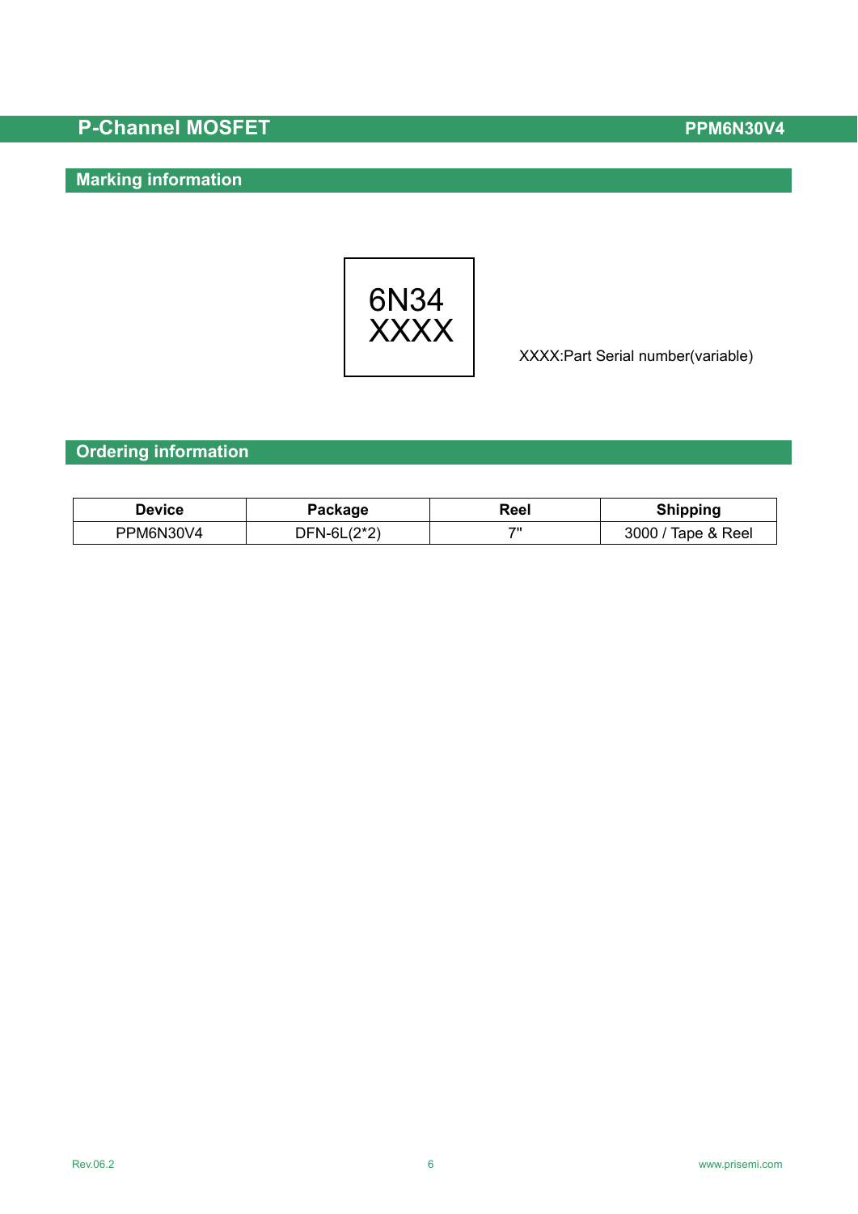## Marking information

6N34
XXXX

XXXX:Part Serial number(variable)

## Ordering information

| Device | Package | Reel | Shipping |
|---|---|---|---|
| PPM6N30V4 | DFN-6L(2*2) | 7" | 3000 / Tape & Reel |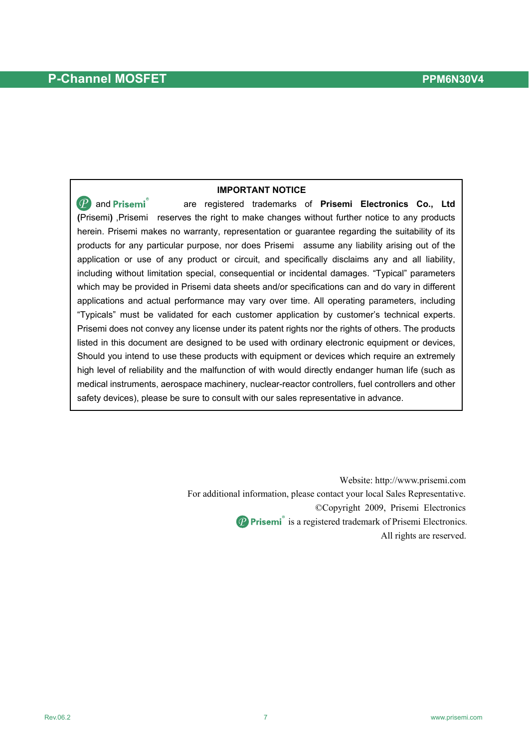## IMPORTANT NOTICE

and **Prisemi**® are registered trademarks of **Prisemi Electronics Co., Ltd** **(**Prisemi**)** ,Prisemi reserves the right to make changes without further notice to any products herein. Prisemi makes no warranty, representation or guarantee regarding the suitability of its products for any particular purpose, nor does Prisemi assume any liability arising out of the application or use of any product or circuit, and specifically disclaims any and all liability, including without limitation special, consequential or incidental damages. "Typical" parameters which may be provided in Prisemi data sheets and/or specifications can and do vary in different applications and actual performance may vary over time. All operating parameters, including "Typicals" must be validated for each customer application by customer's technical experts. Prisemi does not convey any license under its patent rights nor the rights of others. The products listed in this document are designed to be used with ordinary electronic equipment or devices, Should you intend to use these products with equipment or devices which require an extremely high level of reliability and the malfunction of with would directly endanger human life (such as medical instruments, aerospace machinery, nuclear-reactor controllers, fuel controllers and other safety devices), please be sure to consult with our sales representative in advance.

Website: http://www.prisemi.com
For additional information, please contact your local Sales Representative.
©Copyright 2009, Prisemi Electronics
**Prisemi**® is a registered trademark of Prisemi Electronics.
All rights are reserved.